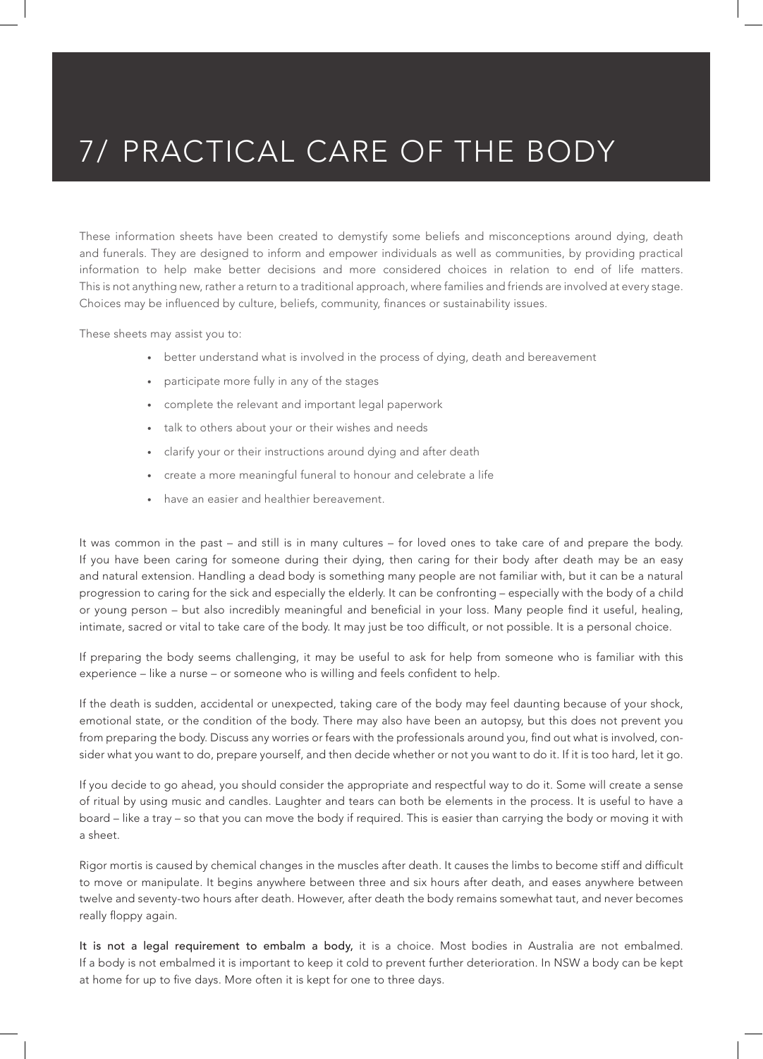# 7/ PRACTICAL CARE OF THE BODY

These information sheets have been created to demystify some beliefs and misconceptions around dying, death and funerals. They are designed to inform and empower individuals as well as communities, by providing practical information to help make better decisions and more considered choices in relation to end of life matters. This is not anything new, rather a return to a traditional approach, where families and friends are involved at every stage. Choices may be influenced by culture, beliefs, community, finances or sustainability issues.

These sheets may assist you to:

- better understand what is involved in the process of dying, death and bereavement
- participate more fully in any of the stages
- complete the relevant and important legal paperwork
- talk to others about your or their wishes and needs
- clarify your or their instructions around dying and after death
- create a more meaningful funeral to honour and celebrate a life
- have an easier and healthier bereavement.

It was common in the past – and still is in many cultures – for loved ones to take care of and prepare the body. If you have been caring for someone during their dying, then caring for their body after death may be an easy and natural extension. Handling a dead body is something many people are not familiar with, but it can be a natural progression to caring for the sick and especially the elderly. It can be confronting – especially with the body of a child or young person – but also incredibly meaningful and beneficial in your loss. Many people find it useful, healing, intimate, sacred or vital to take care of the body. It may just be too difficult, or not possible. It is a personal choice.

If preparing the body seems challenging, it may be useful to ask for help from someone who is familiar with this experience – like a nurse – or someone who is willing and feels confident to help.

If the death is sudden, accidental or unexpected, taking care of the body may feel daunting because of your shock, emotional state, or the condition of the body. There may also have been an autopsy, but this does not prevent you from preparing the body. Discuss any worries or fears with the professionals around you, find out what is involved, consider what you want to do, prepare yourself, and then decide whether or not you want to do it. If it is too hard, let it go.

If you decide to go ahead, you should consider the appropriate and respectful way to do it. Some will create a sense of ritual by using music and candles. Laughter and tears can both be elements in the process. It is useful to have a board – like a tray – so that you can move the body if required. This is easier than carrying the body or moving it with a sheet.

Rigor mortis is caused by chemical changes in the muscles after death. It causes the limbs to become stiff and difficult to move or manipulate. It begins anywhere between three and six hours after death, and eases anywhere between twelve and seventy-two hours after death. However, after death the body remains somewhat taut, and never becomes really floppy again.

**It is not a legal requirement to embalm a body,** it is a choice. Most bodies in Australia are not embalmed. If a body is not embalmed it is important to keep it cold to prevent further deterioration. In NSW a body can be kept at home for up to five days. More often it is kept for one to three days.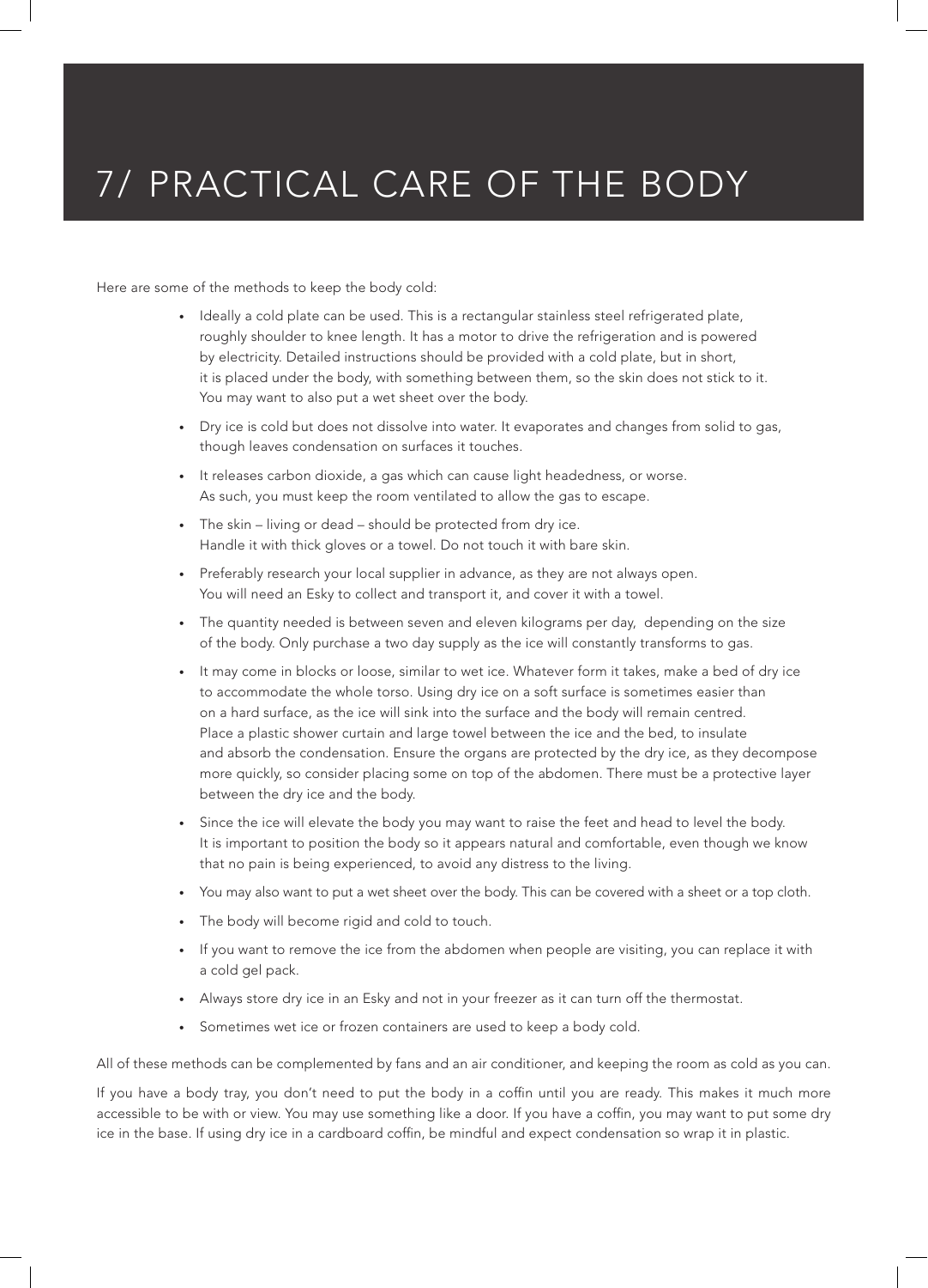# 7/ PRACTICAL CARE OF THE BODY

Here are some of the methods to keep the body cold:

- Ideally a cold plate can be used. This is a rectangular stainless steel refrigerated plate, roughly shoulder to knee length. It has a motor to drive the refrigeration and is powered by electricity. Detailed instructions should be provided with a cold plate, but in short, it is placed under the body, with something between them, so the skin does not stick to it. You may want to also put a wet sheet over the body.
- Dry ice is cold but does not dissolve into water. It evaporates and changes from solid to gas, though leaves condensation on surfaces it touches.
- It releases carbon dioxide, a gas which can cause light headedness, or worse. As such, you must keep the room ventilated to allow the gas to escape.
- The skin – living or dead – should be protected from dry ice. Handle it with thick gloves or a towel. Do not touch it with bare skin.
- Preferably research your local supplier in advance, as they are not always open. You will need an Esky to collect and transport it, and cover it with a towel.
- The quantity needed is between seven and eleven kilograms per day, depending on the size of the body. Only purchase a two day supply as the ice will constantly transforms to gas.
- It may come in blocks or loose, similar to wet ice. Whatever form it takes, make a bed of dry ice to accommodate the whole torso. Using dry ice on a soft surface is sometimes easier than on a hard surface, as the ice will sink into the surface and the body will remain centred. Place a plastic shower curtain and large towel between the ice and the bed, to insulate and absorb the condensation. Ensure the organs are protected by the dry ice, as they decompose more quickly, so consider placing some on top of the abdomen. There must be a protective layer between the dry ice and the body.
- Since the ice will elevate the body you may want to raise the feet and head to level the body. It is important to position the body so it appears natural and comfortable, even though we know that no pain is being experienced, to avoid any distress to the living.
- You may also want to put a wet sheet over the body. This can be covered with a sheet or a top cloth.
- The body will become rigid and cold to touch.
- If you want to remove the ice from the abdomen when people are visiting, you can replace it with a cold gel pack.
- Always store dry ice in an Esky and not in your freezer as it can turn off the thermostat.
- Sometimes wet ice or frozen containers are used to keep a body cold.

All of these methods can be complemented by fans and an air conditioner, and keeping the room as cold as you can.

If you have a body tray, you don't need to put the body in a coffin until you are ready. This makes it much more accessible to be with or view. You may use something like a door. If you have a coffin, you may want to put some dry ice in the base. If using dry ice in a cardboard coffin, be mindful and expect condensation so wrap it in plastic.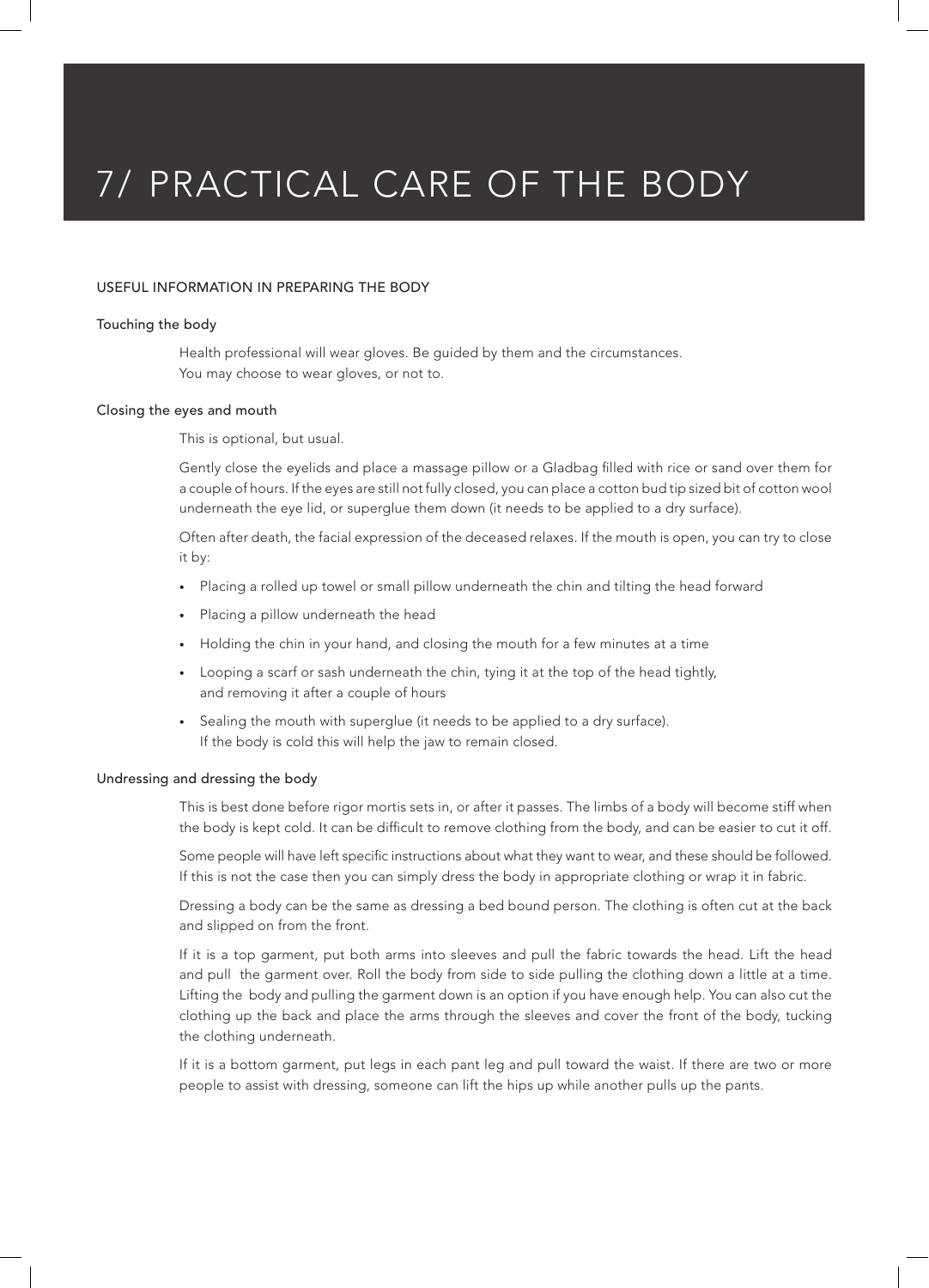# 7/ PRACTICAL CARE OF THE BODY

## USEFUL INFORMATION IN PREPARING THE BODY

### Touching the body

Health professional will wear gloves. Be guided by them and the circumstances.
You may choose to wear gloves, or not to.

### Closing the eyes and mouth

This is optional, but usual.

Gently close the eyelids and place a massage pillow or a Gladbag filled with rice or sand over them for a couple of hours. If the eyes are still not fully closed, you can place a cotton bud tip sized bit of cotton wool underneath the eye lid, or superglue them down (it needs to be applied to a dry surface).

Often after death, the facial expression of the deceased relaxes. If the mouth is open, you can try to close it by:

- Placing a rolled up towel or small pillow underneath the chin and tilting the head forward
- Placing a pillow underneath the head
- Holding the chin in your hand, and closing the mouth for a few minutes at a time
- Looping a scarf or sash underneath the chin, tying it at the top of the head tightly, and removing it after a couple of hours
- Sealing the mouth with superglue (it needs to be applied to a dry surface). If the body is cold this will help the jaw to remain closed.

### Undressing and dressing the body

This is best done before rigor mortis sets in, or after it passes. The limbs of a body will become stiff when the body is kept cold. It can be difficult to remove clothing from the body, and can be easier to cut it off.

Some people will have left specific instructions about what they want to wear, and these should be followed. If this is not the case then you can simply dress the body in appropriate clothing or wrap it in fabric.

Dressing a body can be the same as dressing a bed bound person. The clothing is often cut at the back and slipped on from the front.

If it is a top garment, put both arms into sleeves and pull the fabric towards the head. Lift the head and pull the garment over. Roll the body from side to side pulling the clothing down a little at a time. Lifting the body and pulling the garment down is an option if you have enough help. You can also cut the clothing up the back and place the arms through the sleeves and cover the front of the body, tucking the clothing underneath.

If it is a bottom garment, put legs in each pant leg and pull toward the waist. If there are two or more people to assist with dressing, someone can lift the hips up while another pulls up the pants.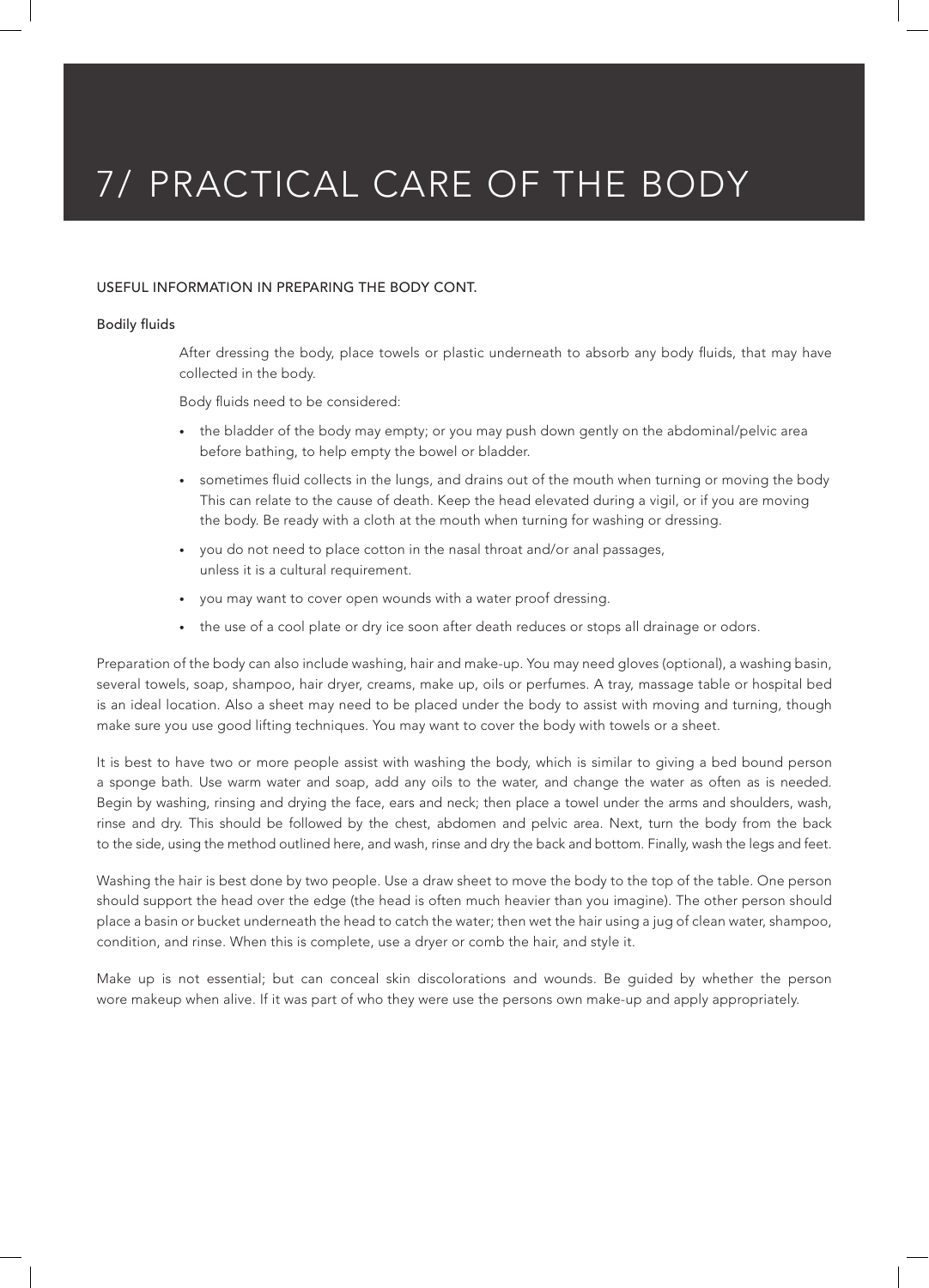# 7/ PRACTICAL CARE OF THE BODY

## USEFUL INFORMATION IN PREPARING THE BODY CONT.

### Bodily fluids

After dressing the body, place towels or plastic underneath to absorb any body fluids, that may have collected in the body.

Body fluids need to be considered:

- the bladder of the body may empty; or you may push down gently on the abdominal/pelvic area before bathing, to help empty the bowel or bladder.
- sometimes fluid collects in the lungs, and drains out of the mouth when turning or moving the body This can relate to the cause of death. Keep the head elevated during a vigil, or if you are moving the body. Be ready with a cloth at the mouth when turning for washing or dressing.
- you do not need to place cotton in the nasal throat and/or anal passages, unless it is a cultural requirement.
- you may want to cover open wounds with a water proof dressing.
- the use of a cool plate or dry ice soon after death reduces or stops all drainage or odors.

Preparation of the body can also include washing, hair and make-up. You may need gloves (optional), a washing basin, several towels, soap, shampoo, hair dryer, creams, make up, oils or perfumes. A tray, massage table or hospital bed is an ideal location. Also a sheet may need to be placed under the body to assist with moving and turning, though make sure you use good lifting techniques. You may want to cover the body with towels or a sheet.

It is best to have two or more people assist with washing the body, which is similar to giving a bed bound person a sponge bath. Use warm water and soap, add any oils to the water, and change the water as often as is needed. Begin by washing, rinsing and drying the face, ears and neck; then place a towel under the arms and shoulders, wash, rinse and dry. This should be followed by the chest, abdomen and pelvic area. Next, turn the body from the back to the side, using the method outlined here, and wash, rinse and dry the back and bottom. Finally, wash the legs and feet.

Washing the hair is best done by two people. Use a draw sheet to move the body to the top of the table. One person should support the head over the edge (the head is often much heavier than you imagine). The other person should place a basin or bucket underneath the head to catch the water; then wet the hair using a jug of clean water, shampoo, condition, and rinse. When this is complete, use a dryer or comb the hair, and style it.

Make up is not essential; but can conceal skin discolorations and wounds. Be guided by whether the person wore makeup when alive. If it was part of who they were use the persons own make-up and apply appropriately.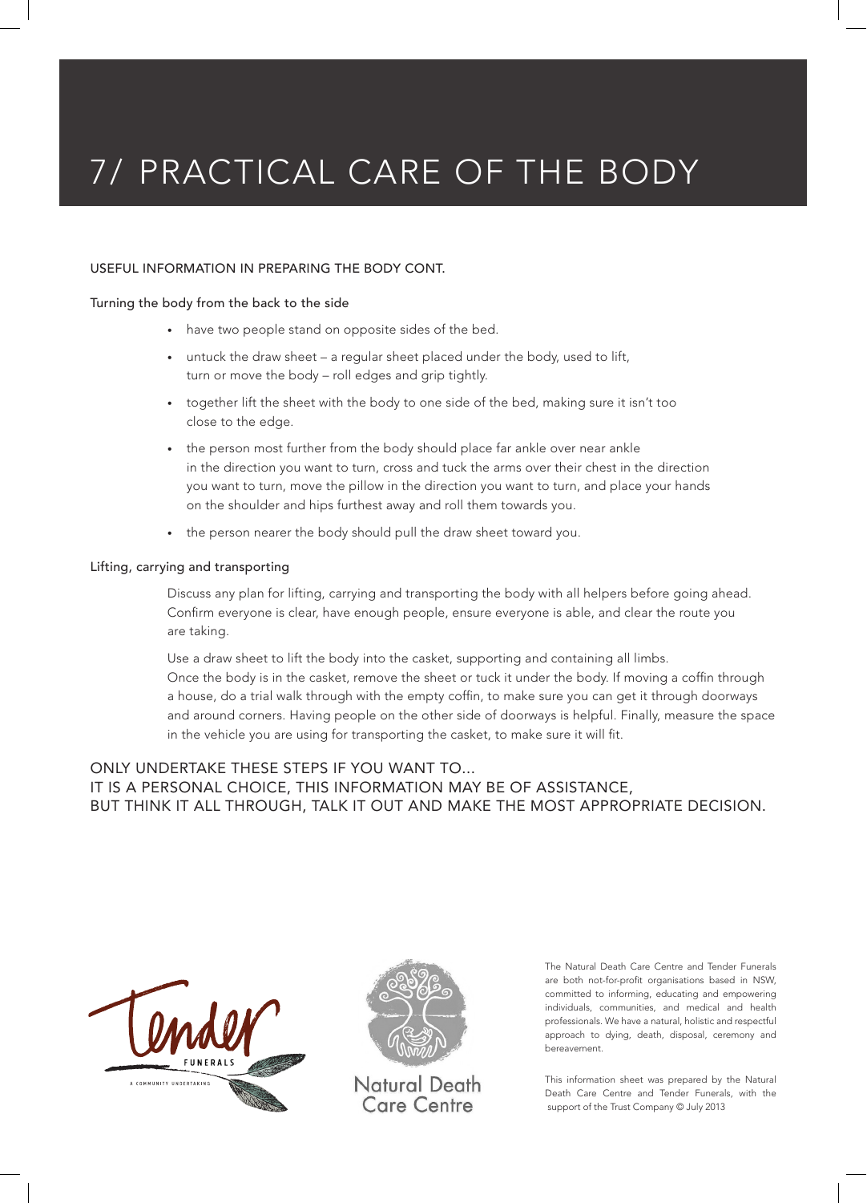# 7/ PRACTICAL CARE OF THE BODY

## USEFUL INFORMATION IN PREPARING THE BODY CONT.

### Turning the body from the back to the side

- have two people stand on opposite sides of the bed.
- untuck the draw sheet – a regular sheet placed under the body, used to lift, turn or move the body – roll edges and grip tightly.
- together lift the sheet with the body to one side of the bed, making sure it isn't too close to the edge.
- the person most further from the body should place far ankle over near ankle in the direction you want to turn, cross and tuck the arms over their chest in the direction you want to turn, move the pillow in the direction you want to turn, and place your hands on the shoulder and hips furthest away and roll them towards you.
- the person nearer the body should pull the draw sheet toward you.

### Lifting, carrying and transporting

Discuss any plan for lifting, carrying and transporting the body with all helpers before going ahead. Confirm everyone is clear, have enough people, ensure everyone is able, and clear the route you are taking.

Use a draw sheet to lift the body into the casket, supporting and containing all limbs. Once the body is in the casket, remove the sheet or tuck it under the body. If moving a coffin through a house, do a trial walk through with the empty coffin, to make sure you can get it through doorways and around corners. Having people on the other side of doorways is helpful. Finally, measure the space in the vehicle you are using for transporting the casket, to make sure it will fit.

ONLY UNDERTAKE THESE STEPS IF YOU WANT TO...
IT IS A PERSONAL CHOICE, THIS INFORMATION MAY BE OF ASSISTANCE,
BUT THINK IT ALL THROUGH, TALK IT OUT AND MAKE THE MOST APPROPRIATE DECISION.

Tender FUNERALS
A COMMUNITY UNDERTAKING

Natural Death Care Centre

The Natural Death Care Centre and Tender Funerals are both not-for-profit organisations based in NSW, committed to informing, educating and empowering individuals, communities, and medical and health professionals. We have a natural, holistic and respectful approach to dying, death, disposal, ceremony and bereavement.

This information sheet was prepared by the Natural Death Care Centre and Tender Funerals, with the support of the Trust Company © July 2013